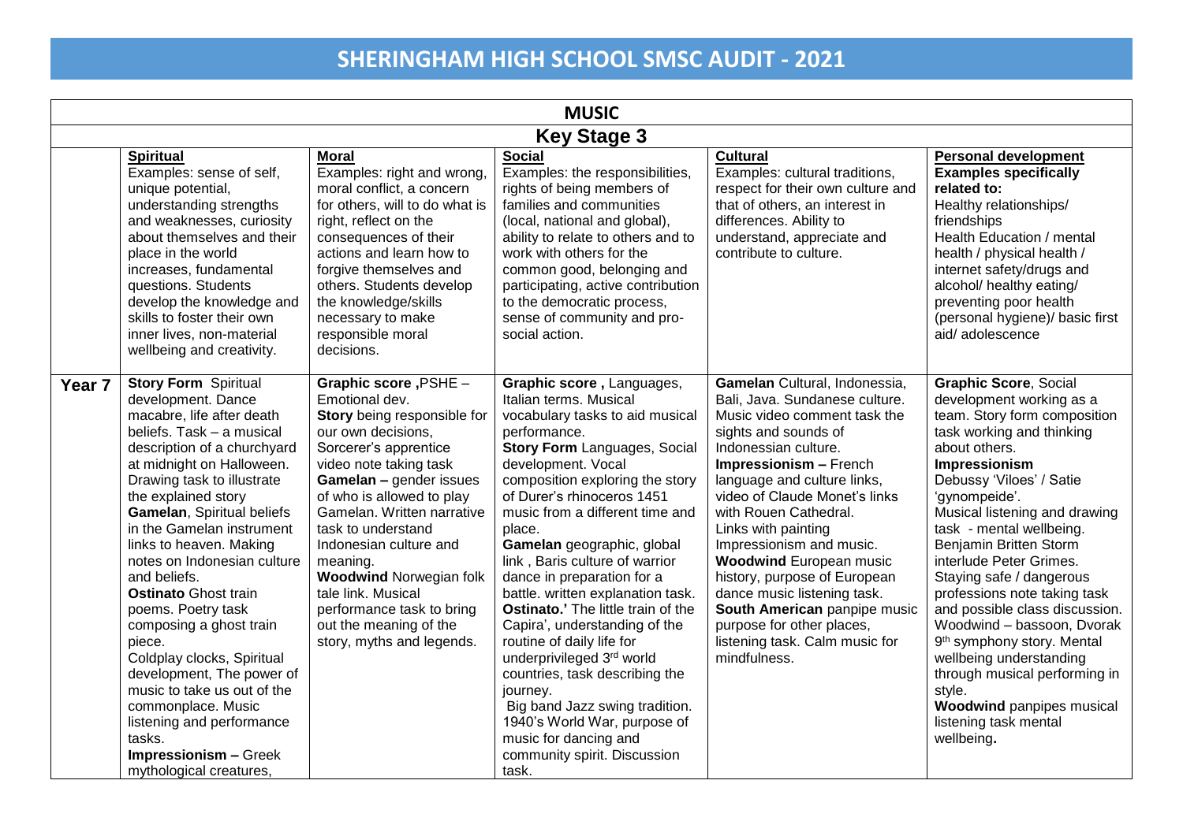# SHERINGHAM HIGH SCHOOL SMSC AUDIT - 2021

## MUSIC

### Key Stage 3

| | **Spiritual**<br>Examples: sense of self, unique potential, understanding strengths and weaknesses, curiosity about themselves and their place in the world increases, fundamental questions. Students develop the knowledge and skills to foster their own inner lives, non-material wellbeing and creativity. | **Moral**<br>Examples: right and wrong, moral conflict, a concern for others, will to do what is right, reflect on the consequences of their actions and learn how to forgive themselves and others. Students develop the knowledge/skills necessary to make responsible moral decisions. | **Social**<br>Examples: the responsibilities, rights of being members of families and communities (local, national and global), ability to relate to others and to work with others for the common good, belonging and participating, active contribution to the democratic process, sense of community and pro-social action. | **Cultural**<br>Examples: cultural traditions, respect for their own culture and that of others, an interest in differences. Ability to understand, appreciate and contribute to culture. | **Personal development**<br>**Examples specifically related to:**<br>Healthy relationships/ friendships<br>Health Education / mental health / physical health / internet safety/drugs and alcohol/ healthy eating/ preventing poor health (personal hygiene)/ basic first aid/ adolescence |
|---|---|---|---|---|---|
| **Year 7** | **Story Form** Spiritual development. Dance macabre, life after death beliefs. Task – a musical description of a churchyard at midnight on Halloween. Drawing task to illustrate the explained story<br>**Gamelan**, Spiritual beliefs in the Gamelan instrument links to heaven. Making notes on Indonesian culture and beliefs.<br>**Ostinato** Ghost train poems. Poetry task composing a ghost train piece.<br>Coldplay clocks, Spiritual development, The power of music to take us out of the commonplace. Music listening and performance tasks.<br>**Impressionism –** Greek mythological creatures, | **Graphic score** ,PSHE – Emotional dev.<br>**Story** being responsible for our own decisions, Sorcerer's apprentice video note taking task<br>**Gamelan –** gender issues of who is allowed to play Gamelan. Written narrative task to understand Indonesian culture and meaning.<br>**Woodwind** Norwegian folk tale link. Musical performance task to bring out the meaning of the story, myths and legends. | **Graphic score ,** Languages, Italian terms. Musical vocabulary tasks to aid musical performance.<br>**Story Form** Languages, Social development. Vocal composition exploring the story of Durer's rhinoceros 1451 music from a different time and place.<br>**Gamelan** geographic, global link , Baris culture of warrior dance in preparation for a battle. written explanation task.<br>**Ostinato.'** The little train of the Capira', understanding of the routine of daily life for underprivileged 3rd world countries, task describing the journey.<br>Big band Jazz swing tradition. 1940's World War, purpose of music for dancing and community spirit. Discussion task. | **Gamelan** Cultural, Indonessia, Bali, Java. Sundanese culture. Music video comment task the sights and sounds of Indonessian culture.<br>**Impressionism –** French language and culture links, video of Claude Monet's links with Rouen Cathedral. Links with painting Impressionism and music.<br>**Woodwind** European music history, purpose of European dance music listening task.<br>**South American** panpipe music purpose for other places, listening task. Calm music for mindfulness. | **Graphic Score**, Social development working as a team. Story form composition task working and thinking about others.<br>**Impressionism**<br>Debussy 'Viloes' / Satie 'gynompeide'.<br>Musical listening and drawing task - mental wellbeing.<br>Benjamin Britten Storm interlude Peter Grimes.<br>Staying safe / dangerous professions note taking task and possible class discussion.<br>Woodwind – bassoon, Dvorak 9th symphony story. Mental wellbeing understanding through musical performing in style.<br>**Woodwind** panpipes musical listening task mental wellbeing**.** |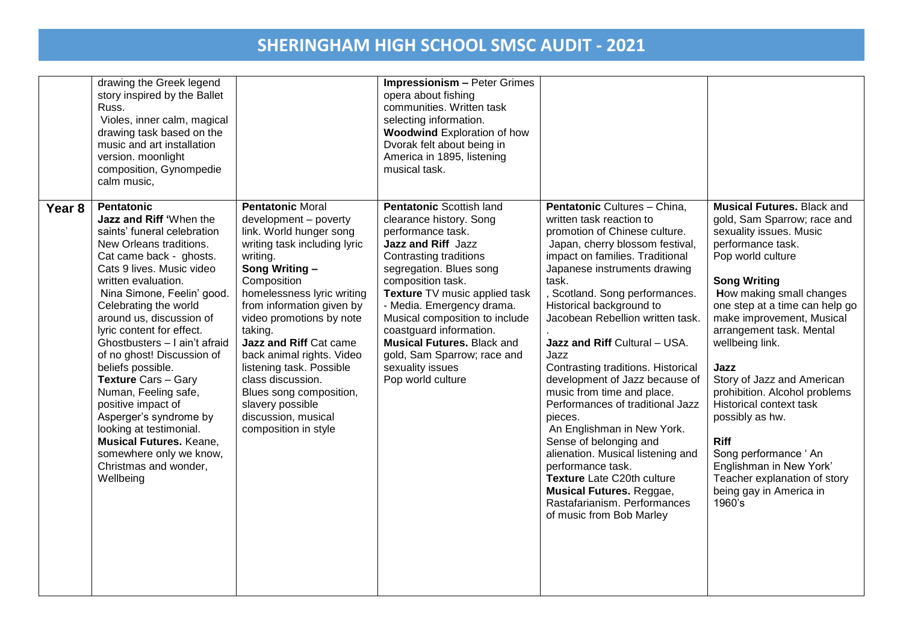# SHERINGHAM HIGH SCHOOL SMSC AUDIT - 2021

| | | | | | |
|---|---|---|---|---|---|
| | drawing the Greek legend story inspired by the Ballet Russ. Violes, inner calm, magical drawing task based on the music and art installation version. moonlight composition, Gynompedie calm music, | | **Impressionism –** Peter Grimes opera about fishing communities. Written task selecting information. **Woodwind** Exploration of how Dvorak felt about being in America in 1895, listening musical task. | | |
| **Year 8** | **Pentatonic** **Jazz and Riff** 'When the saints' funeral celebration New Orleans traditions. Cat came back - ghosts. Cats 9 lives. Music video written evaluation. Nina Simone, Feelin' good. Celebrating the world around us, discussion of lyric content for effect. Ghostbusters – I ain't afraid of no ghost! Discussion of beliefs possible. **Texture** Cars – Gary Numan, Feeling safe, positive impact of Asperger's syndrome by looking at testimonial. **Musical Futures.** Keane, somewhere only we know, Christmas and wonder, Wellbeing | **Pentatonic** Moral development – poverty link. World hunger song writing task including lyric writing. **Song Writing –** Composition homelessness lyric writing from information given by video promotions by note taking. **Jazz and Riff** Cat came back animal rights. Video listening task. Possible class discussion. Blues song composition, slavery possible discussion, musical composition in style | **Pentatonic** Scottish land clearance history. Song performance task. **Jazz and Riff** Jazz Contrasting traditions segregation. Blues song composition task. **Texture** TV music applied task - Media. Emergency drama. Musical composition to include coastguard information. **Musical Futures.** Black and gold, Sam Sparrow; race and sexuality issues Pop world culture | **Pentatonic** Cultures – China, written task reaction to promotion of Chinese culture. Japan, cherry blossom festival, impact on families. Traditional Japanese instruments drawing task. , Scotland. Song performances. Historical background to Jacobean Rebellion written task. . **Jazz and Riff** Cultural – USA. Jazz Contrasting traditions. Historical development of Jazz because of music from time and place. Performances of traditional Jazz pieces. An Englishman in New York. Sense of belonging and alienation. Musical listening and performance task. **Texture** Late C20th culture **Musical Futures.** Reggae, Rastafarianism. Performances of music from Bob Marley | **Musical Futures.** Black and gold, Sam Sparrow; race and sexuality issues. Music performance task. Pop world culture **Song Writing** How making small changes one step at a time can help go make improvement, Musical arrangement task. Mental wellbeing link. **Jazz** Story of Jazz and American prohibition. Alcohol problems Historical context task possibly as hw. **Riff** Song performance ' An Englishman in New York' Teacher explanation of story being gay in America in 1960's |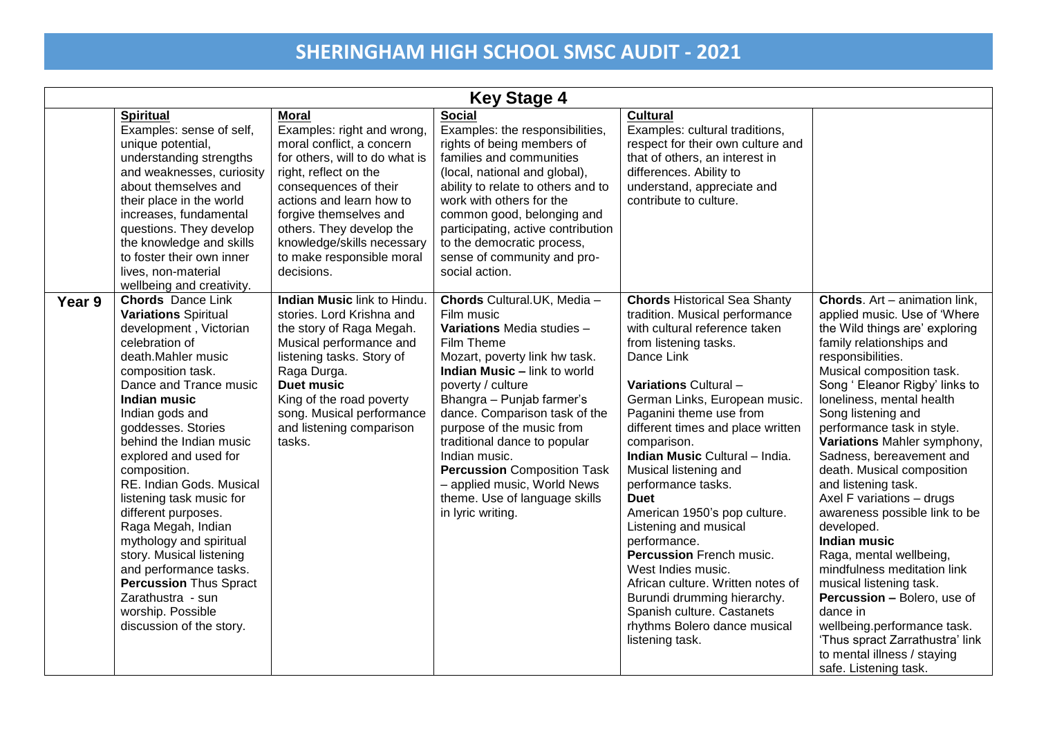# SHERINGHAM HIGH SCHOOL SMSC AUDIT - 2021

| Key Stage 4 | | | | | |
|---|---|---|---|---|---|
| | **Spiritual**<br>Examples: sense of self, unique potential, understanding strengths and weaknesses, curiosity about themselves and their place in the world increases, fundamental questions. They develop the knowledge and skills to foster their own inner lives, non-material wellbeing and creativity. | **Moral**<br>Examples: right and wrong, moral conflict, a concern for others, will to do what is right, reflect on the consequences of their actions and learn how to forgive themselves and others. They develop the knowledge/skills necessary to make responsible moral decisions. | **Social**<br>Examples: the responsibilities, rights of being members of families and communities (local, national and global), ability to relate to others and to work with others for the common good, belonging and participating, active contribution to the democratic process, sense of community and pro-social action. | **Cultural**<br>Examples: cultural traditions, respect for their own culture and that of others, an interest in differences. Ability to understand, appreciate and contribute to culture. | |
| **Year 9** | **Chords** Dance Link<br>**Variations** Spiritual development , Victorian celebration of death.Mahler music composition task.<br>Dance and Trance music<br>**Indian music**<br>Indian gods and goddesses. Stories behind the Indian music explored and used for composition.<br>RE. Indian Gods. Musical listening task music for different purposes.<br>Raga Megah, Indian mythology and spiritual story. Musical listening and performance tasks.<br>**Percussion** Thus Spract Zarathustra - sun worship. Possible discussion of the story. | **Indian Music** link to Hindu. stories. Lord Krishna and the story of Raga Megah. Musical performance and listening tasks. Story of Raga Durga.<br>**Duet music**<br>King of the road poverty song. Musical performance and listening comparison tasks. | **Chords** Cultural.UK, Media – Film music<br>**Variations** Media studies – Film Theme<br>Mozart, poverty link hw task.<br>**Indian Music –** link to world poverty / culture<br>Bhangra – Punjab farmer's dance. Comparison task of the purpose of the music from traditional dance to popular Indian music.<br>**Percussion** Composition Task – applied music, World News theme. Use of language skills in lyric writing. | **Chords** Historical Sea Shanty tradition. Musical performance with cultural reference taken from listening tasks.<br>Dance Link<br><br>**Variations** Cultural – German Links, European music. Paganini theme use from different times and place written comparison.<br>**Indian Music** Cultural – India. Musical listening and performance tasks.<br>**Duet**<br>American 1950's pop culture. Listening and musical performance.<br>**Percussion** French music. West Indies music.<br>African culture. Written notes of Burundi drumming hierarchy. Spanish culture. Castanets rhythms Bolero dance musical listening task. | **Chords**. Art – animation link, applied music. Use of 'Where the Wild things are' exploring family relationships and responsibilities.<br>Musical composition task.<br>Song ' Eleanor Rigby' links to loneliness, mental health<br>Song listening and performance task in style.<br>**Variations** Mahler symphony, Sadness, bereavement and death. Musical composition and listening task.<br>Axel F variations – drugs awareness possible link to be developed.<br>**Indian music**<br>Raga, mental wellbeing, mindfulness meditation link musical listening task.<br>**Percussion –** Bolero, use of dance in wellbeing.performance task.<br>'Thus spract Zarrathustra' link to mental illness / staying safe. Listening task. |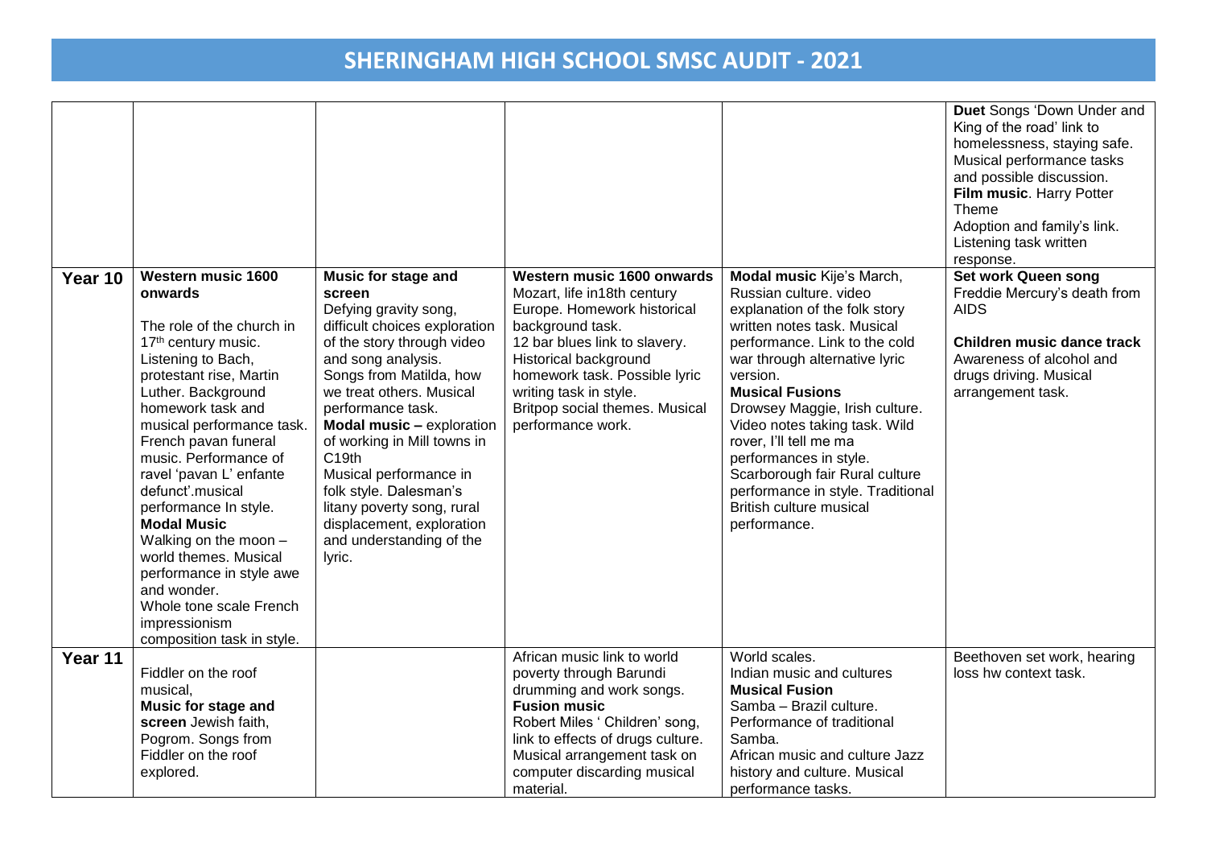# SHERINGHAM HIGH SCHOOL SMSC AUDIT - 2021

| | | | | | |
|---|---|---|---|---|---|
| | | | | | **Duet** Songs 'Down Under and King of the road' link to homelessness, staying safe. Musical performance tasks and possible discussion. **Film music**. Harry Potter Theme Adoption and family's link. Listening task written response. |
| **Year 10** | **Western music 1600 onwards** The role of the church in 17th century music. Listening to Bach, protestant rise, Martin Luther. Background homework task and musical performance task. French pavan funeral music. Performance of ravel 'pavan L' enfante defunct'.musical performance In style. **Modal Music** Walking on the moon – world themes. Musical performance in style awe and wonder. Whole tone scale French impressionism composition task in style. | **Music for stage and screen** Defying gravity song, difficult choices exploration of the story through video and song analysis. Songs from Matilda, how we treat others. Musical performance task. **Modal music –** exploration of working in Mill towns in C19th Musical performance in folk style. Dalesman's litany poverty song, rural displacement, exploration and understanding of the lyric. | **Western music 1600 onwards** Mozart, life in18th century Europe. Homework historical background task. 12 bar blues link to slavery. Historical background homework task. Possible lyric writing task in style. Britpop social themes. Musical performance work. | **Modal music** Kije's March, Russian culture. video explanation of the folk story written notes task. Musical performance. Link to the cold war through alternative lyric version. **Musical Fusions** Drowsey Maggie, Irish culture. Video notes taking task. Wild rover, I'll tell me ma performances in style. Scarborough fair Rural culture performance in style. Traditional British culture musical performance. | **Set work Queen song** Freddie Mercury's death from AIDS **Children music dance track** Awareness of alcohol and drugs driving. Musical arrangement task. |
| **Year 11** | Fiddler on the roof musical, **Music for stage and screen** Jewish faith, Pogrom. Songs from Fiddler on the roof explored. | | African music link to world poverty through Barundi drumming and work songs. **Fusion music** Robert Miles ' Children' song, link to effects of drugs culture. Musical arrangement task on computer discarding musical material. | World scales. Indian music and cultures **Musical Fusion** Samba – Brazil culture. Performance of traditional Samba. African music and culture Jazz history and culture. Musical performance tasks. | Beethoven set work, hearing loss hw context task. |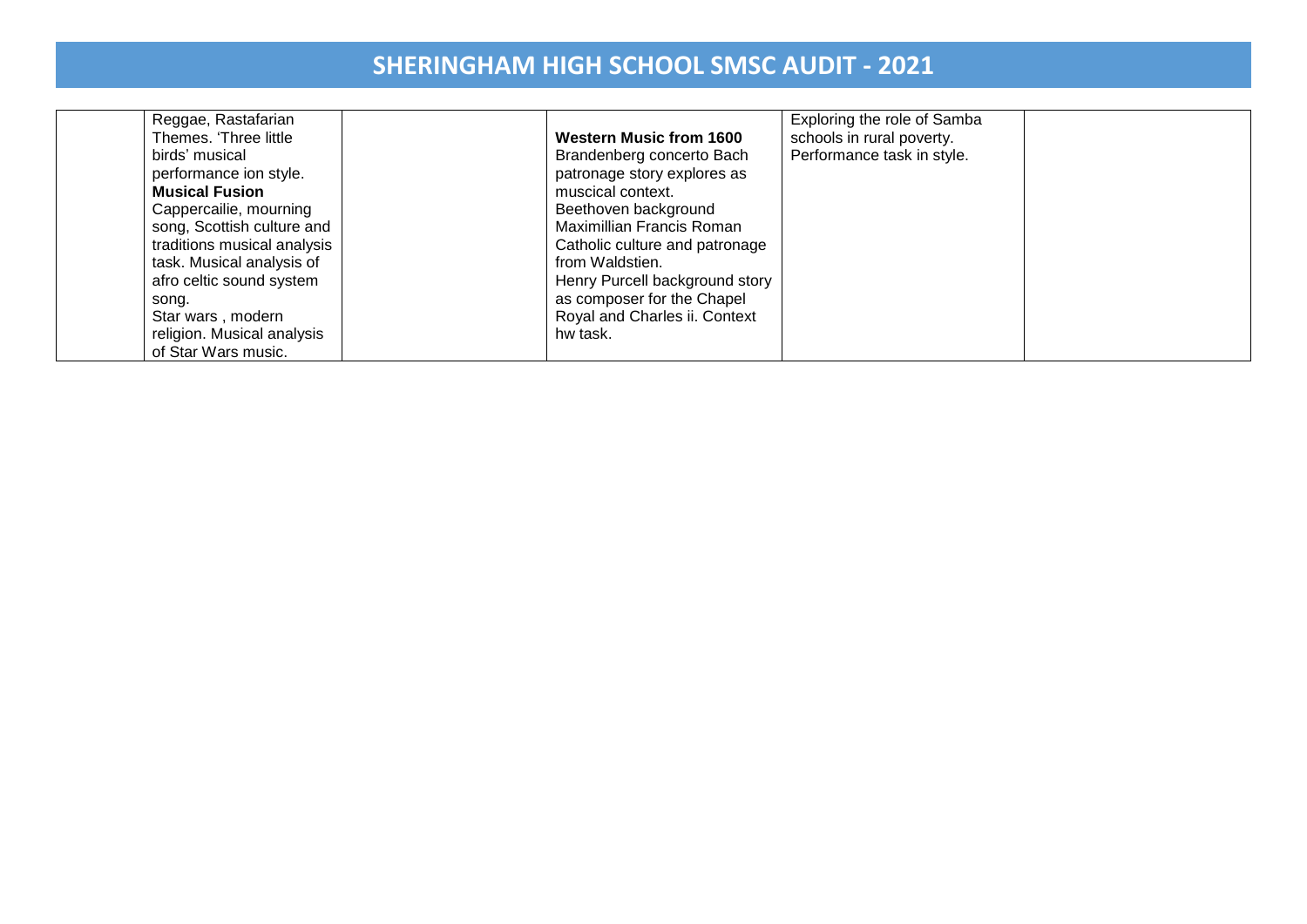# SHERINGHAM HIGH SCHOOL SMSC AUDIT - 2021

| | | | | | |
|---|---|---|---|---|---|
| | Reggae, Rastafarian Themes. 'Three little birds' musical performance ion style. **Musical Fusion** Cappercailie, mourning song, Scottish culture and traditions musical analysis task. Musical analysis of afro celtic sound system song. Star wars , modern religion. Musical analysis of Star Wars music. | | **Western Music from 1600** Brandenberg concerto Bach patronage story explores as muscical context. Beethoven background Maximillian Francis Roman Catholic culture and patronage from Waldstien. Henry Purcell background story as composer for the Chapel Royal and Charles ii. Context hw task. | Exploring the role of Samba schools in rural poverty. Performance task in style. | |